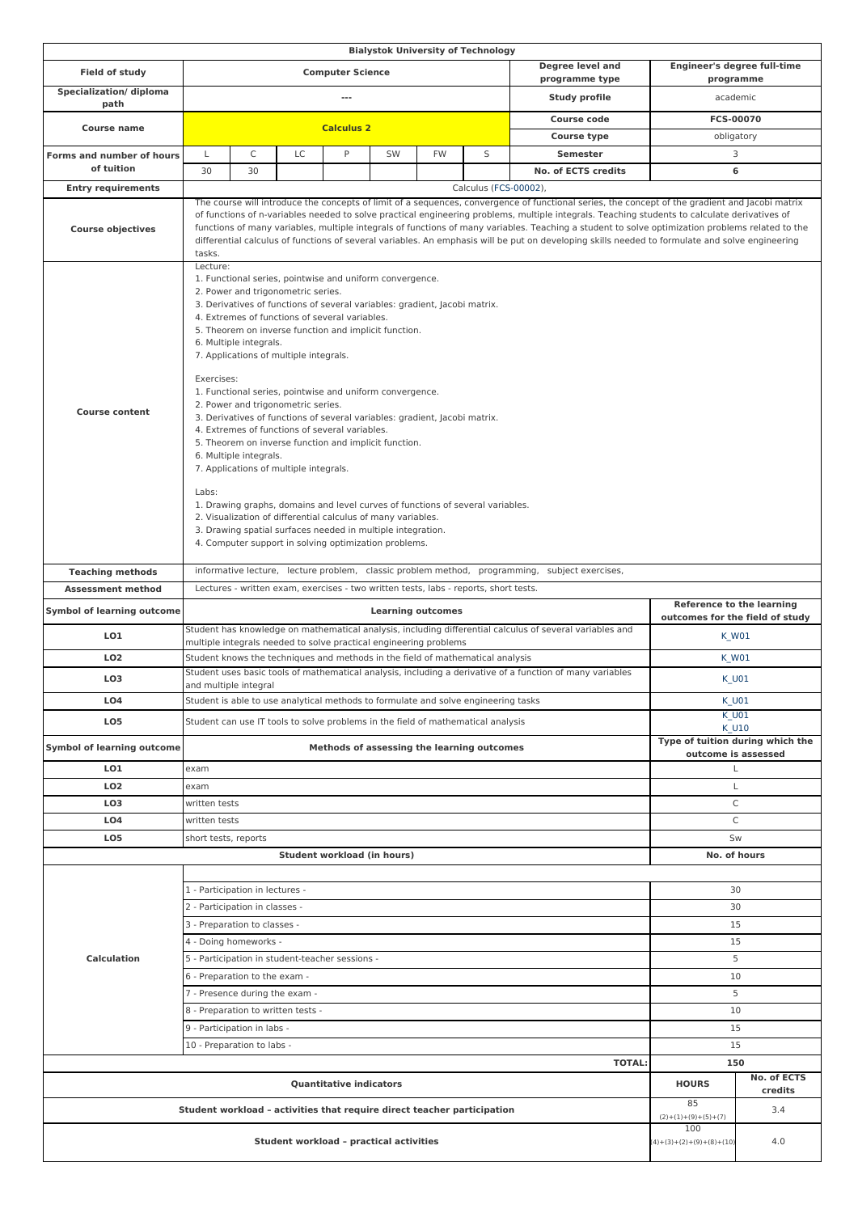**Bialystok University of Technology**

| | | | | | | | | | |
|---|---|---|---|---|---|---|---|---|---|
| **Field of study** | **Computer Science** | | | | | | | **Degree level and programme type** | **Engineer's degree full-time programme** |
| **Specialization/ diploma path** | --- | | | | | | | **Study profile** | academic |
| **Course name** | **Calculus 2** | | | | | | | **Course code** | **FCS-00070** |
| | | | | | | | | **Course type** | obligatory |
| **Forms and number of hours of tuition** | L | C | LC | P | SW | FW | S | **Semester** | 3 |
| | 30 | 30 | | | | | | **No. of ECTS credits** | **6** |

**Entry requirements:** Calculus (FCS-00002),

**Course objectives:** The course will introduce the concepts of limit of a sequences, convergence of functional series, the concept of the gradient and Jacobi matrix of functions of n-variables needed to solve practical engineering problems, multiple integrals. Teaching students to calculate derivatives of functions of many variables, multiple integrals of functions of many variables. Teaching a student to solve optimization problems related to the differential calculus of functions of several variables. An emphasis will be put on developing skills needed to formulate and solve engineering tasks.

**Course content:**

Lecture:
1. Functional series, pointwise and uniform convergence.
2. Power and trigonometric series.
3. Derivatives of functions of several variables: gradient, Jacobi matrix.
4. Extremes of functions of several variables.
5. Theorem on inverse function and implicit function.
6. Multiple integrals.
7. Applications of multiple integrals.

Exercises:
1. Functional series, pointwise and uniform convergence.
2. Power and trigonometric series.
3. Derivatives of functions of several variables: gradient, Jacobi matrix.
4. Extremes of functions of several variables.
5. Theorem on inverse function and implicit function.
6. Multiple integrals.
7. Applications of multiple integrals.

Labs:
1. Drawing graphs, domains and level curves of functions of several variables.
2. Visualization of differential calculus of many variables.
3. Drawing spatial surfaces needed in multiple integration.
4. Computer support in solving optimization problems.

**Teaching methods:** informative lecture, lecture problem, classic problem method, programming, subject exercises,

**Assessment method:** Lectures - written exam, exercises - two written tests, labs - reports, short tests.

| Symbol of learning outcome | Learning outcomes | Reference to the learning outcomes for the field of study |
|---|---|---|
| **LO1** | Student has knowledge on mathematical analysis, including differential calculus of several variables and multiple integrals needed to solve practical engineering problems | K_W01 |
| **LO2** | Student knows the techniques and methods in the field of mathematical analysis | K_W01 |
| **LO3** | Student uses basic tools of mathematical analysis, including a derivative of a function of many variables and multiple integral | K_U01 |
| **LO4** | Student is able to use analytical methods to formulate and solve engineering tasks | K_U01 |
| **LO5** | Student can use IT tools to solve problems in the field of mathematical analysis | K_U01 K_U10 |

| Symbol of learning outcome | Methods of assessing the learning outcomes | Type of tuition during which the outcome is assessed |
|---|---|---|
| **LO1** | exam | L |
| **LO2** | exam | L |
| **LO3** | written tests | C |
| **LO4** | written tests | C |
| **LO5** | short tests, reports | Sw |

| Student workload (in hours) | No. of hours |
|---|---|
| 1 - Participation in lectures - | 30 |
| 2 - Participation in classes - | 30 |
| 3 - Preparation to classes - | 15 |
| 4 - Doing homeworks - | 15 |
| 5 - Participation in student-teacher sessions - | 5 |
| 6 - Preparation to the exam - | 10 |
| 7 - Presence during the exam - | 5 |
| 8 - Preparation to written tests - | 10 |
| 9 - Participation in labs - | 15 |
| 10 - Preparation to labs - | 15 |
| **TOTAL:** | **150** |

| Quantitative indicators | HOURS | No. of ECTS credits |
|---|---|---|
| **Student workload - activities that require direct teacher participation** | 85 (2)+(1)+(9)+(5)+(7) | 3.4 |
| **Student workload – practical activities** | 100 (4)+(3)+(2)+(9)+(8)+(10) | 4.0 |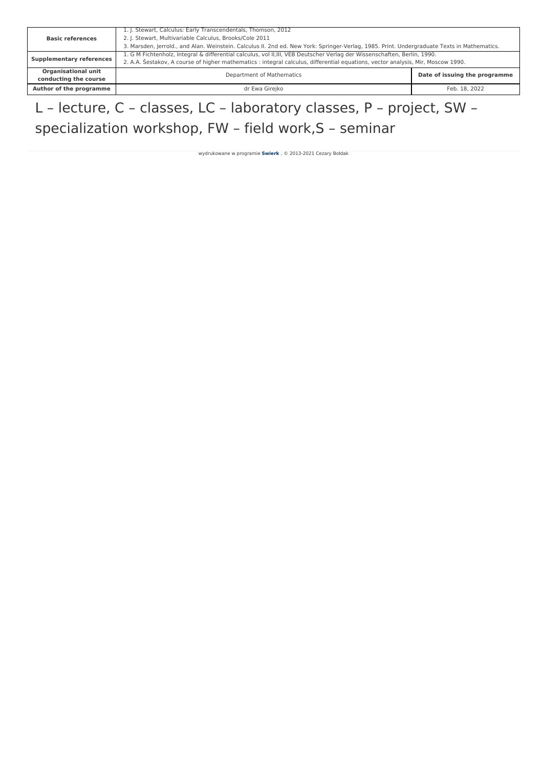| | | |
|---|---|---|
| **Basic references** | 1. J. Stewart, Calculus: Early Transcendentals, Thomson, 2012<br>2. J. Stewart, Multivariable Calculus, Brooks/Cole 2011<br>3. Marsden, Jerrold., and Alan. Weinstein. Calculus II. 2nd ed. New York: Springer-Verlag, 1985. Print. Undergraduate Texts in Mathematics. | |
| **Supplementary references** | 1. G M Fichtenholz, Integral & differential calculus, vol II,III, VEB Deutscher Verlag der Wissenschaften, Berlin, 1990.<br>2. A.A. Šestakov, A course of higher mathematics : integral calculus, differential equations, vector analysis, Mir, Moscow 1990. | |
| **Organisational unit conducting the course** | Department of Mathematics | **Date of issuing the programme** |
| **Author of the programme** | dr Ewa Girejko | Feb. 18, 2022 |

L – lecture, C – classes, LC – laboratory classes, P – project, SW – specialization workshop, FW – field work,S – seminar

wydrukowane w programie **Swierk** , © 2013-2021 Cezary Bołdak